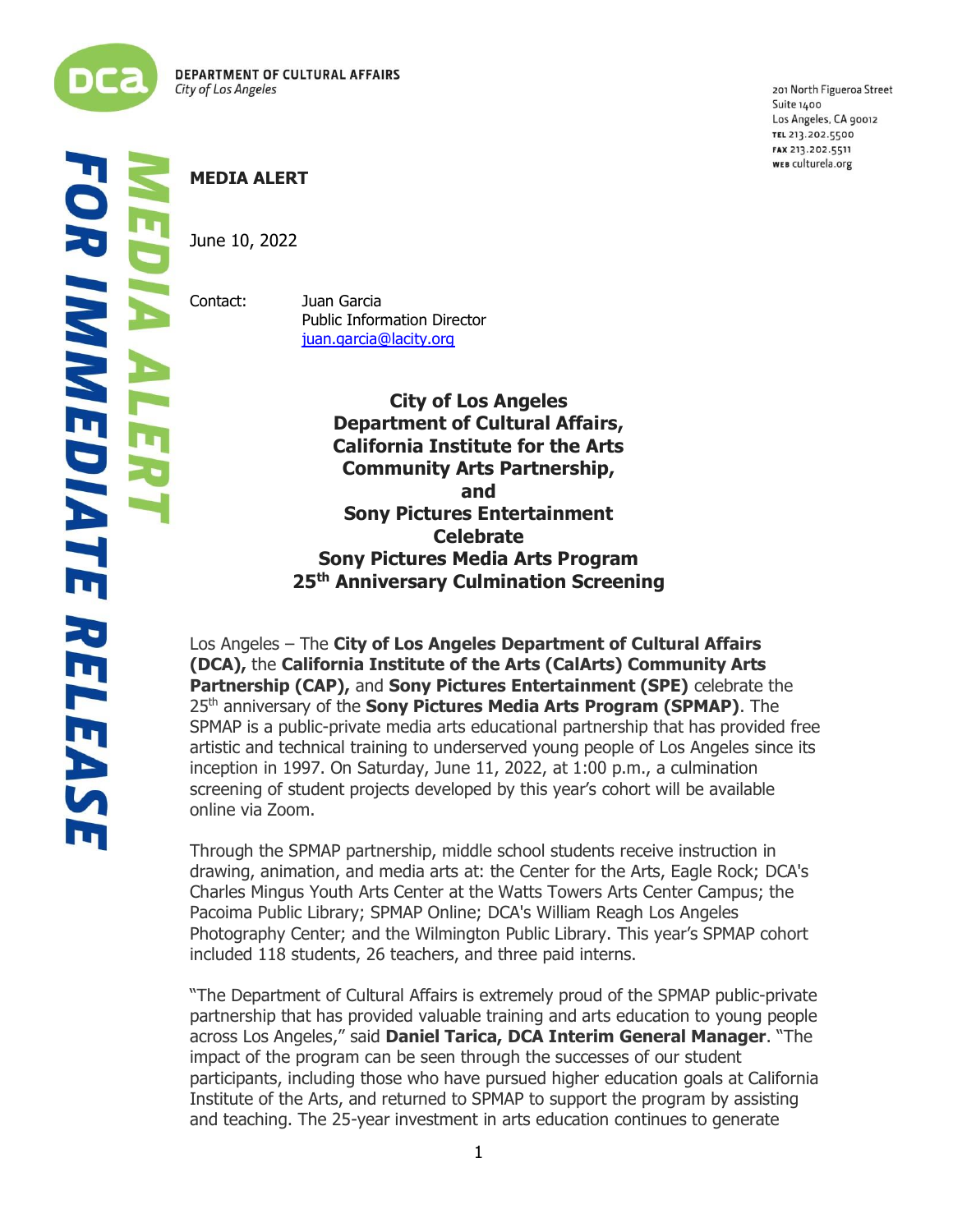DEPARTMENT OF CULTURAL AFFAIRS
*City of Los Angeles*

201 North Figueroa Street
Suite 1400
Los Angeles, CA 90012
TEL 213.202.5500
FAX 213.202.5511
WEB culturela.org

*MEDIA ALERT*

*FOR IMMEDIATE RELEASE*

**MEDIA ALERT**

June 10, 2022

Contact: Juan Garcia
Public Information Director
juan.garcia@lacity.org

# City of Los Angeles Department of Cultural Affairs, California Institute for the Arts Community Arts Partnership, and Sony Pictures Entertainment Celebrate Sony Pictures Media Arts Program 25th Anniversary Culmination Screening

Los Angeles – The **City of Los Angeles Department of Cultural Affairs (DCA),** the **California Institute of the Arts (CalArts) Community Arts Partnership (CAP),** and **Sony Pictures Entertainment (SPE)** celebrate the 25th anniversary of the **Sony Pictures Media Arts Program (SPMAP)**. The SPMAP is a public-private media arts educational partnership that has provided free artistic and technical training to underserved young people of Los Angeles since its inception in 1997. On Saturday, June 11, 2022, at 1:00 p.m., a culmination screening of student projects developed by this year's cohort will be available online via Zoom.

Through the SPMAP partnership, middle school students receive instruction in drawing, animation, and media arts at: the Center for the Arts, Eagle Rock; DCA's Charles Mingus Youth Arts Center at the Watts Towers Arts Center Campus; the Pacoima Public Library; SPMAP Online; DCA's William Reagh Los Angeles Photography Center; and the Wilmington Public Library. This year's SPMAP cohort included 118 students, 26 teachers, and three paid interns.

"The Department of Cultural Affairs is extremely proud of the SPMAP public-private partnership that has provided valuable training and arts education to young people across Los Angeles," said **Daniel Tarica, DCA Interim General Manager**. "The impact of the program can be seen through the successes of our student participants, including those who have pursued higher education goals at California Institute of the Arts, and returned to SPMAP to support the program by assisting and teaching. The 25-year investment in arts education continues to generate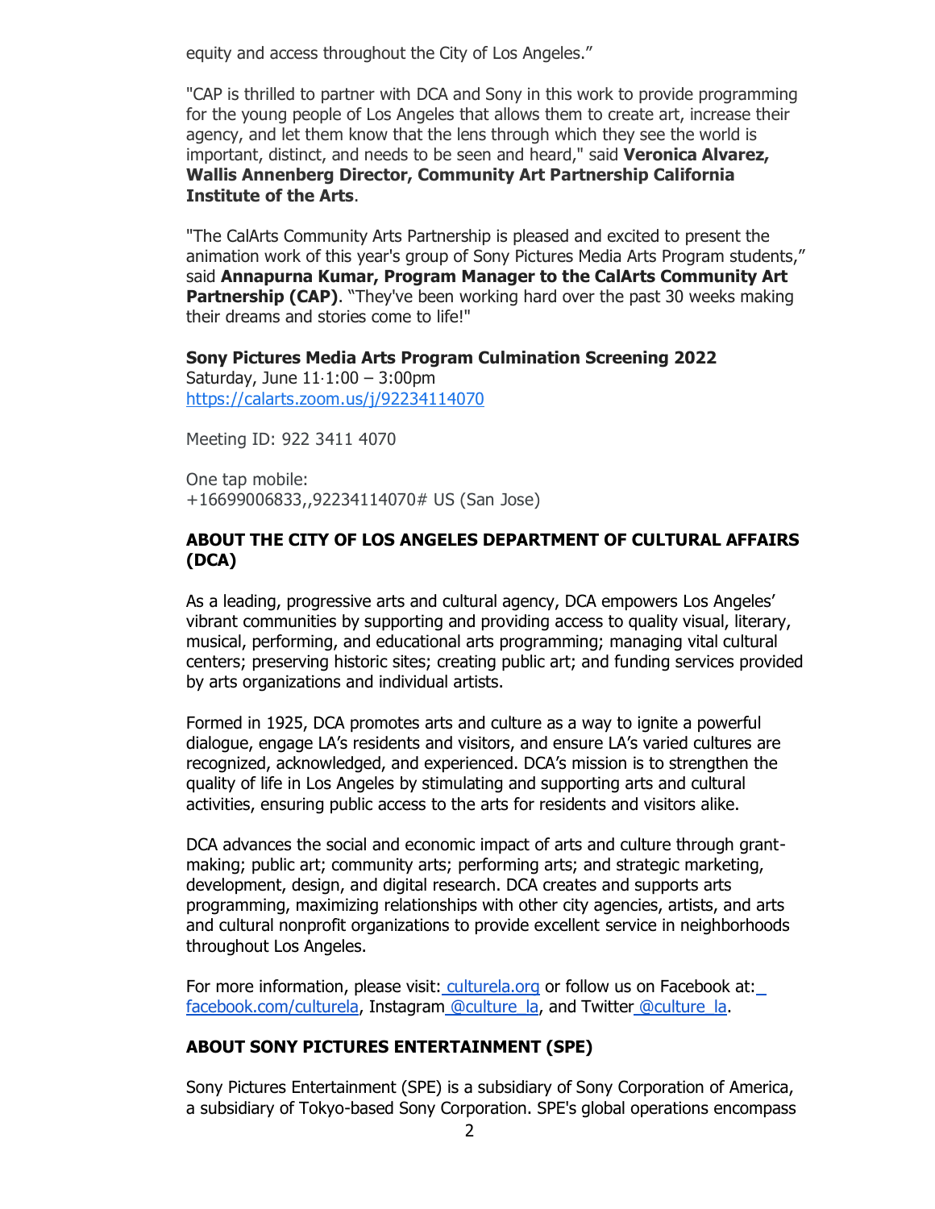equity and access throughout the City of Los Angeles."

"CAP is thrilled to partner with DCA and Sony in this work to provide programming for the young people of Los Angeles that allows them to create art, increase their agency, and let them know that the lens through which they see the world is important, distinct, and needs to be seen and heard," said **Veronica Alvarez, Wallis Annenberg Director, Community Art Partnership California Institute of the Arts**.

"The CalArts Community Arts Partnership is pleased and excited to present the animation work of this year's group of Sony Pictures Media Arts Program students," said **Annapurna Kumar, Program Manager to the CalArts Community Art Partnership (CAP)**. "They've been working hard over the past 30 weeks making their dreams and stories come to life!"

**Sony Pictures Media Arts Program Culmination Screening 2022**
Saturday, June 11·1:00 – 3:00pm
https://calarts.zoom.us/j/92234114070

Meeting ID: 922 3411 4070

One tap mobile:
+16699006833,,92234114070# US (San Jose)

## ABOUT THE CITY OF LOS ANGELES DEPARTMENT OF CULTURAL AFFAIRS (DCA)

As a leading, progressive arts and cultural agency, DCA empowers Los Angeles' vibrant communities by supporting and providing access to quality visual, literary, musical, performing, and educational arts programming; managing vital cultural centers; preserving historic sites; creating public art; and funding services provided by arts organizations and individual artists.

Formed in 1925, DCA promotes arts and culture as a way to ignite a powerful dialogue, engage LA's residents and visitors, and ensure LA's varied cultures are recognized, acknowledged, and experienced. DCA's mission is to strengthen the quality of life in Los Angeles by stimulating and supporting arts and cultural activities, ensuring public access to the arts for residents and visitors alike.

DCA advances the social and economic impact of arts and culture through grant-making; public art; community arts; performing arts; and strategic marketing, development, design, and digital research. DCA creates and supports arts programming, maximizing relationships with other city agencies, artists, and arts and cultural nonprofit organizations to provide excellent service in neighborhoods throughout Los Angeles.

For more information, please visit: culturela.org or follow us on Facebook at: facebook.com/culturela, Instagram @culture_la, and Twitter @culture_la.

## ABOUT SONY PICTURES ENTERTAINMENT (SPE)

Sony Pictures Entertainment (SPE) is a subsidiary of Sony Corporation of America, a subsidiary of Tokyo-based Sony Corporation. SPE's global operations encompass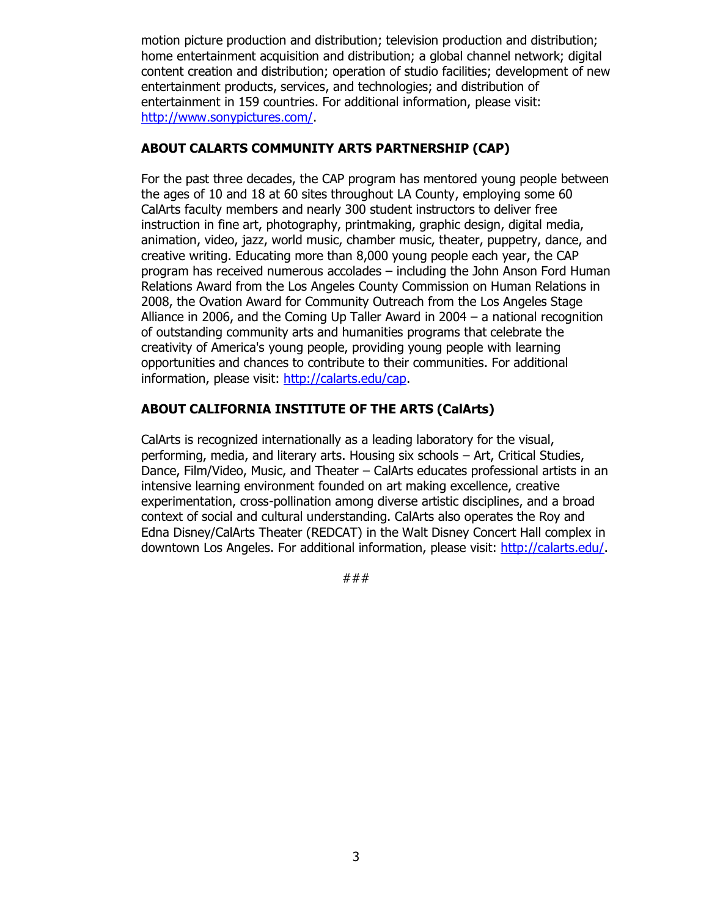motion picture production and distribution; television production and distribution; home entertainment acquisition and distribution; a global channel network; digital content creation and distribution; operation of studio facilities; development of new entertainment products, services, and technologies; and distribution of entertainment in 159 countries. For additional information, please visit: http://www.sonypictures.com/.

## ABOUT CALARTS COMMUNITY ARTS PARTNERSHIP (CAP)

For the past three decades, the CAP program has mentored young people between the ages of 10 and 18 at 60 sites throughout LA County, employing some 60 CalArts faculty members and nearly 300 student instructors to deliver free instruction in fine art, photography, printmaking, graphic design, digital media, animation, video, jazz, world music, chamber music, theater, puppetry, dance, and creative writing. Educating more than 8,000 young people each year, the CAP program has received numerous accolades – including the John Anson Ford Human Relations Award from the Los Angeles County Commission on Human Relations in 2008, the Ovation Award for Community Outreach from the Los Angeles Stage Alliance in 2006, and the Coming Up Taller Award in 2004 – a national recognition of outstanding community arts and humanities programs that celebrate the creativity of America's young people, providing young people with learning opportunities and chances to contribute to their communities. For additional information, please visit: http://calarts.edu/cap.

## ABOUT CALIFORNIA INSTITUTE OF THE ARTS (CalArts)

CalArts is recognized internationally as a leading laboratory for the visual, performing, media, and literary arts. Housing six schools – Art, Critical Studies, Dance, Film/Video, Music, and Theater – CalArts educates professional artists in an intensive learning environment founded on art making excellence, creative experimentation, cross-pollination among diverse artistic disciplines, and a broad context of social and cultural understanding. CalArts also operates the Roy and Edna Disney/CalArts Theater (REDCAT) in the Walt Disney Concert Hall complex in downtown Los Angeles. For additional information, please visit: http://calarts.edu/.

###